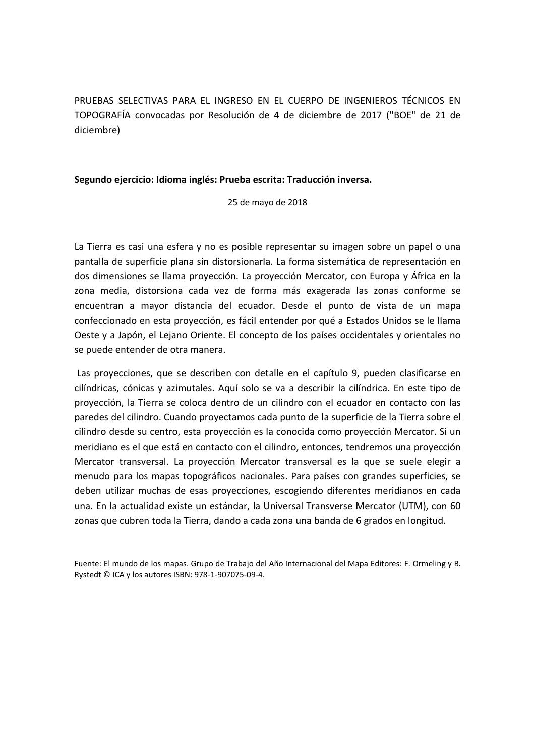PRUEBAS SELECTIVAS PARA EL INGRESO EN EL CUERPO DE INGENIEROS TÉCNICOS EN TOPOGRAFÍA convocadas por Resolución de 4 de diciembre de 2017 ("BOE" de 21 de diciembre)

**Segundo ejercicio: Idioma inglés: Prueba escrita: Traducción inversa.**

25 de mayo de 2018

La Tierra es casi una esfera y no es posible representar su imagen sobre un papel o una pantalla de superficie plana sin distorsionarla. La forma sistemática de representación en dos dimensiones se llama proyección. La proyección Mercator, con Europa y África en la zona media, distorsiona cada vez de forma más exagerada las zonas conforme se encuentran a mayor distancia del ecuador. Desde el punto de vista de un mapa confeccionado en esta proyección, es fácil entender por qué a Estados Unidos se le llama Oeste y a Japón, el Lejano Oriente. El concepto de los países occidentales y orientales no se puede entender de otra manera.

Las proyecciones, que se describen con detalle en el capítulo 9, pueden clasificarse en cilíndricas, cónicas y azimutales. Aquí solo se va a describir la cilíndrica. En este tipo de proyección, la Tierra se coloca dentro de un cilindro con el ecuador en contacto con las paredes del cilindro. Cuando proyectamos cada punto de la superficie de la Tierra sobre el cilindro desde su centro, esta proyección es la conocida como proyección Mercator. Si un meridiano es el que está en contacto con el cilindro, entonces, tendremos una proyección Mercator transversal. La proyección Mercator transversal es la que se suele elegir a menudo para los mapas topográficos nacionales. Para países con grandes superficies, se deben utilizar muchas de esas proyecciones, escogiendo diferentes meridianos en cada una. En la actualidad existe un estándar, la Universal Transverse Mercator (UTM), con 60 zonas que cubren toda la Tierra, dando a cada zona una banda de 6 grados en longitud.

Fuente: El mundo de los mapas. Grupo de Trabajo del Año Internacional del Mapa Editores: F. Ormeling y B. Rystedt © ICA y los autores ISBN: 978-1-907075-09-4.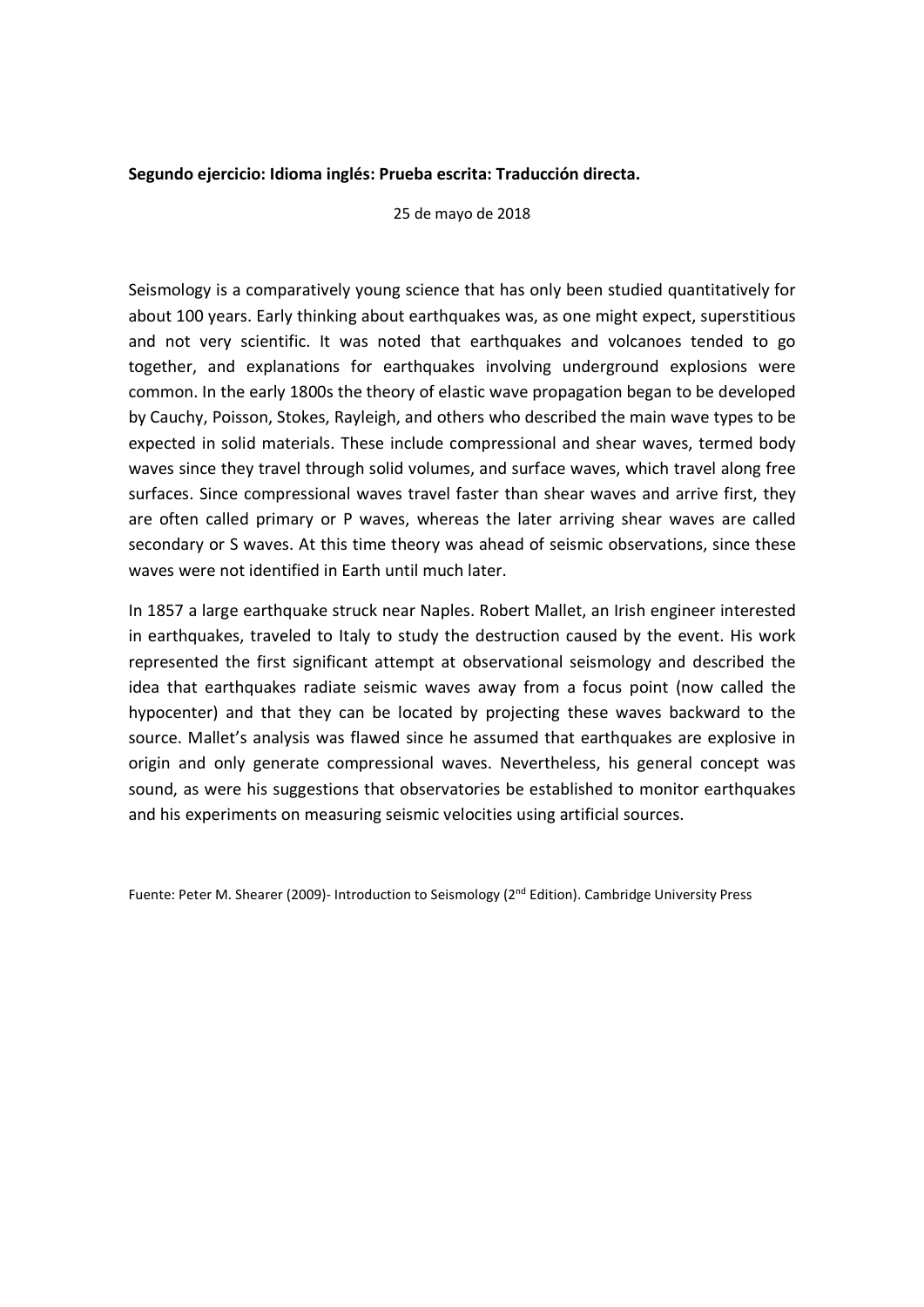**Segundo ejercicio: Idioma inglés: Prueba escrita: Traducción directa.**

25 de mayo de 2018

Seismology is a comparatively young science that has only been studied quantitatively for about 100 years. Early thinking about earthquakes was, as one might expect, superstitious and not very scientific. It was noted that earthquakes and volcanoes tended to go together, and explanations for earthquakes involving underground explosions were common. In the early 1800s the theory of elastic wave propagation began to be developed by Cauchy, Poisson, Stokes, Rayleigh, and others who described the main wave types to be expected in solid materials. These include compressional and shear waves, termed body waves since they travel through solid volumes, and surface waves, which travel along free surfaces. Since compressional waves travel faster than shear waves and arrive first, they are often called primary or P waves, whereas the later arriving shear waves are called secondary or S waves. At this time theory was ahead of seismic observations, since these waves were not identified in Earth until much later.

In 1857 a large earthquake struck near Naples. Robert Mallet, an Irish engineer interested in earthquakes, traveled to Italy to study the destruction caused by the event. His work represented the first significant attempt at observational seismology and described the idea that earthquakes radiate seismic waves away from a focus point (now called the hypocenter) and that they can be located by projecting these waves backward to the source. Mallet's analysis was flawed since he assumed that earthquakes are explosive in origin and only generate compressional waves. Nevertheless, his general concept was sound, as were his suggestions that observatories be established to monitor earthquakes and his experiments on measuring seismic velocities using artificial sources.

Fuente: Peter M. Shearer (2009)- Introduction to Seismology (2nd Edition). Cambridge University Press